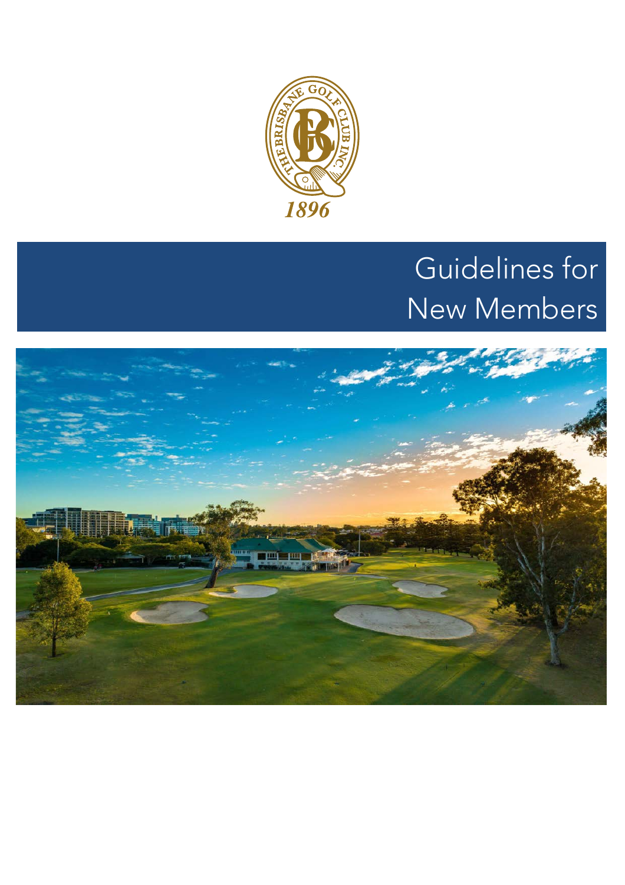THE BRISBANE GOLF CLUB INC.

1896

# Guidelines for New Members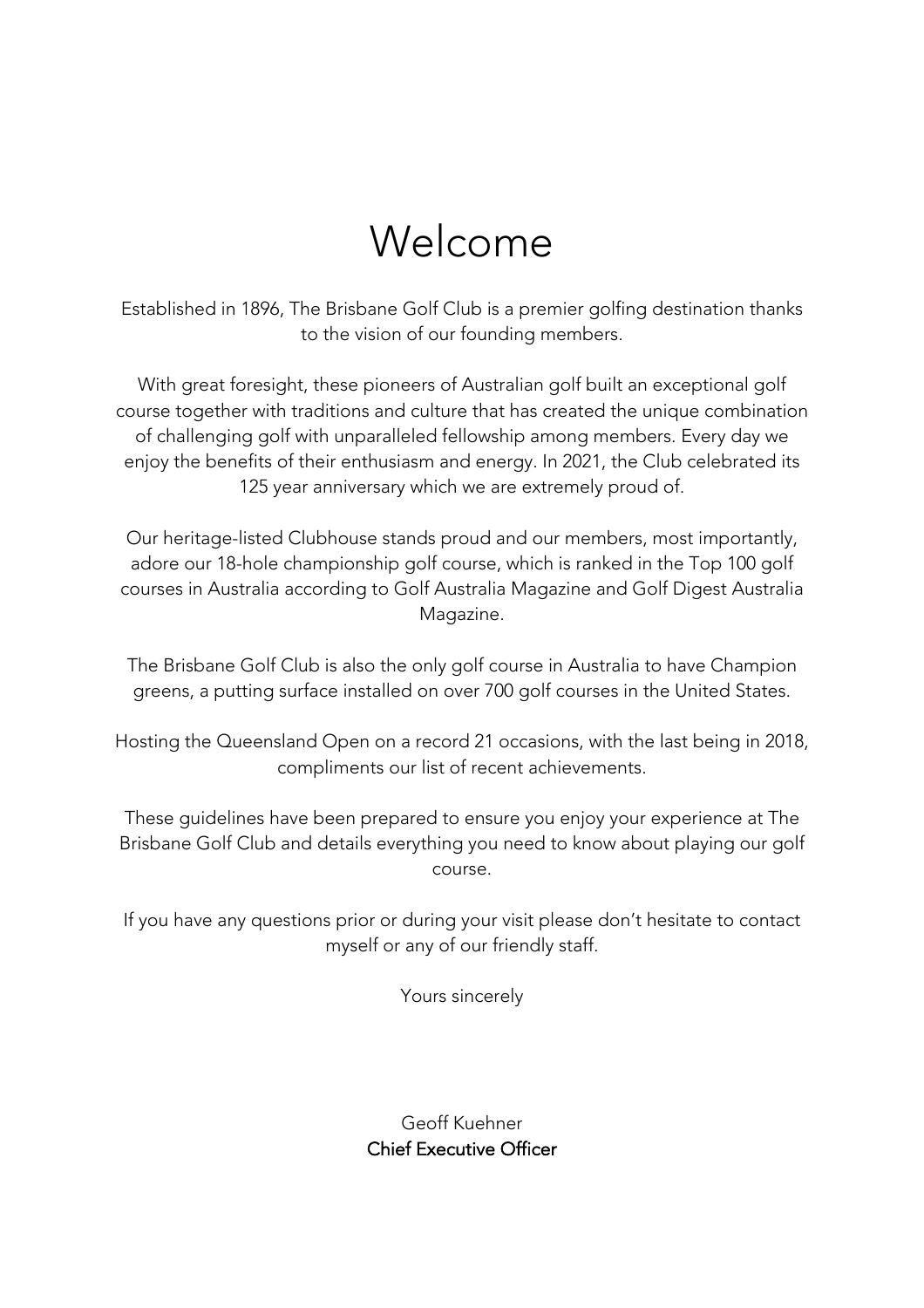# Welcome

Established in 1896, The Brisbane Golf Club is a premier golfing destination thanks to the vision of our founding members.

With great foresight, these pioneers of Australian golf built an exceptional golf course together with traditions and culture that has created the unique combination of challenging golf with unparalleled fellowship among members. Every day we enjoy the benefits of their enthusiasm and energy. In 2021, the Club celebrated its 125 year anniversary which we are extremely proud of.

Our heritage-listed Clubhouse stands proud and our members, most importantly, adore our 18-hole championship golf course, which is ranked in the Top 100 golf courses in Australia according to Golf Australia Magazine and Golf Digest Australia Magazine.

The Brisbane Golf Club is also the only golf course in Australia to have Champion greens, a putting surface installed on over 700 golf courses in the United States.

Hosting the Queensland Open on a record 21 occasions, with the last being in 2018, compliments our list of recent achievements.

These guidelines have been prepared to ensure you enjoy your experience at The Brisbane Golf Club and details everything you need to know about playing our golf course.

If you have any questions prior or during your visit please don't hesitate to contact myself or any of our friendly staff.

Yours sincerely

Geoff Kuehner
**Chief Executive Officer**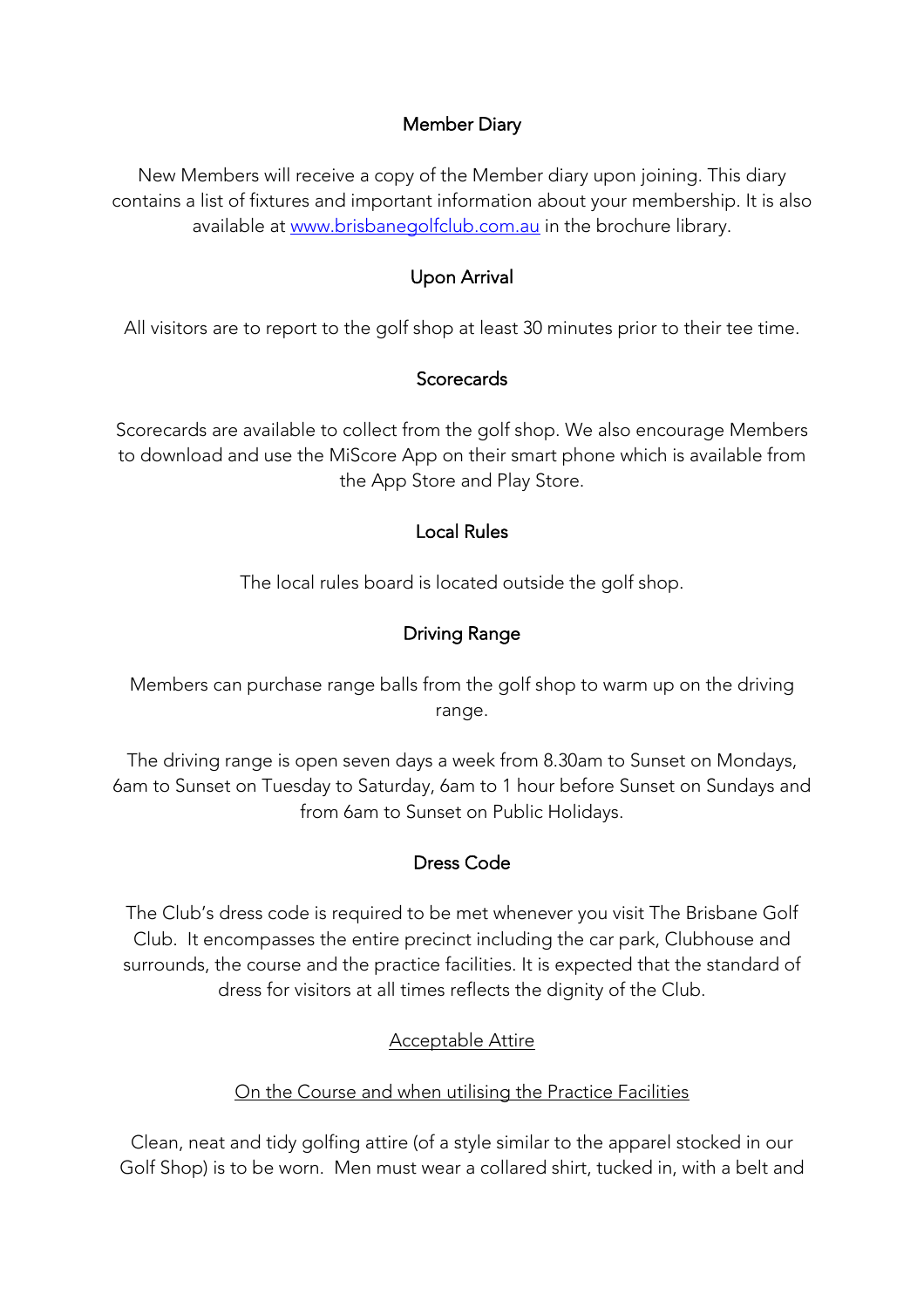## Member Diary

New Members will receive a copy of the Member diary upon joining. This diary contains a list of fixtures and important information about your membership. It is also available at [www.brisbanegolfclub.com.au](http://www.brisbanegolfclub.com.au) in the brochure library.

## Upon Arrival

All visitors are to report to the golf shop at least 30 minutes prior to their tee time.

## Scorecards

Scorecards are available to collect from the golf shop. We also encourage Members to download and use the MiScore App on their smart phone which is available from the App Store and Play Store.

## Local Rules

The local rules board is located outside the golf shop.

## Driving Range

Members can purchase range balls from the golf shop to warm up on the driving range.

The driving range is open seven days a week from 8.30am to Sunset on Mondays, 6am to Sunset on Tuesday to Saturday, 6am to 1 hour before Sunset on Sundays and from 6am to Sunset on Public Holidays.

## Dress Code

The Club's dress code is required to be met whenever you visit The Brisbane Golf Club. It encompasses the entire precinct including the car park, Clubhouse and surrounds, the course and the practice facilities. It is expected that the standard of dress for visitors at all times reflects the dignity of the Club.

### Acceptable Attire

#### On the Course and when utilising the Practice Facilities

Clean, neat and tidy golfing attire (of a style similar to the apparel stocked in our Golf Shop) is to be worn. Men must wear a collared shirt, tucked in, with a belt and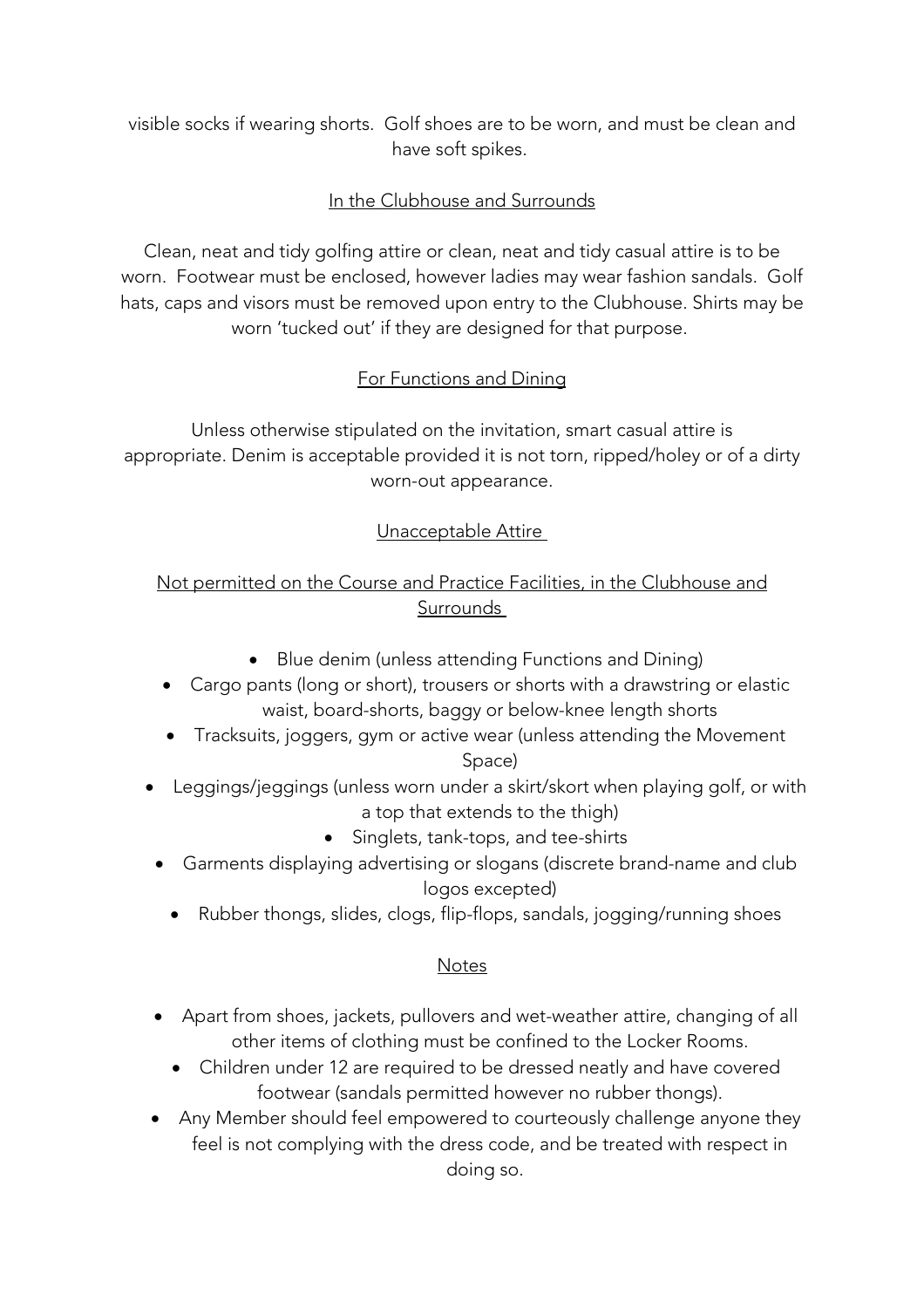visible socks if wearing shorts. Golf shoes are to be worn, and must be clean and have soft spikes.

## In the Clubhouse and Surrounds

Clean, neat and tidy golfing attire or clean, neat and tidy casual attire is to be worn. Footwear must be enclosed, however ladies may wear fashion sandals. Golf hats, caps and visors must be removed upon entry to the Clubhouse. Shirts may be worn 'tucked out' if they are designed for that purpose.

## For Functions and Dining

Unless otherwise stipulated on the invitation, smart casual attire is appropriate. Denim is acceptable provided it is not torn, ripped/holey or of a dirty worn-out appearance.

## Unacceptable Attire

### Not permitted on the Course and Practice Facilities, in the Clubhouse and Surrounds

- Blue denim (unless attending Functions and Dining)
- Cargo pants (long or short), trousers or shorts with a drawstring or elastic waist, board-shorts, baggy or below-knee length shorts
- Tracksuits, joggers, gym or active wear (unless attending the Movement Space)
- Leggings/jeggings (unless worn under a skirt/skort when playing golf, or with a top that extends to the thigh)
- Singlets, tank-tops, and tee-shirts
- Garments displaying advertising or slogans (discrete brand-name and club logos excepted)
- Rubber thongs, slides, clogs, flip-flops, sandals, jogging/running shoes

## Notes

- Apart from shoes, jackets, pullovers and wet-weather attire, changing of all other items of clothing must be confined to the Locker Rooms.
- Children under 12 are required to be dressed neatly and have covered footwear (sandals permitted however no rubber thongs).
- Any Member should feel empowered to courteously challenge anyone they feel is not complying with the dress code, and be treated with respect in doing so.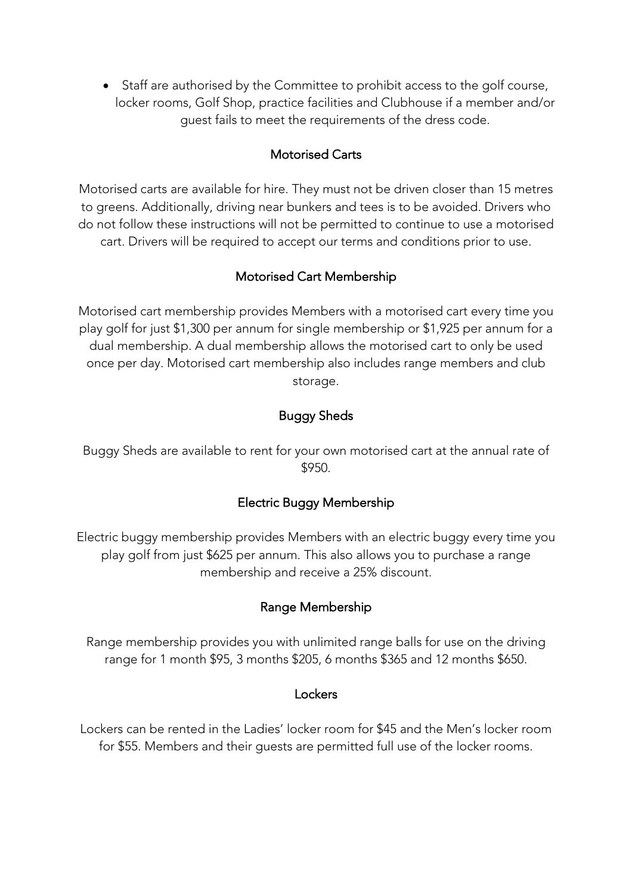- Staff are authorised by the Committee to prohibit access to the golf course, locker rooms, Golf Shop, practice facilities and Clubhouse if a member and/or guest fails to meet the requirements of the dress code.

## Motorised Carts

Motorised carts are available for hire. They must not be driven closer than 15 metres to greens. Additionally, driving near bunkers and tees is to be avoided. Drivers who do not follow these instructions will not be permitted to continue to use a motorised cart. Drivers will be required to accept our terms and conditions prior to use.

## Motorised Cart Membership

Motorised cart membership provides Members with a motorised cart every time you play golf for just $1,300 per annum for single membership or $1,925 per annum for a dual membership. A dual membership allows the motorised cart to only be used once per day. Motorised cart membership also includes range members and club storage.

## Buggy Sheds

Buggy Sheds are available to rent for your own motorised cart at the annual rate of $950.

## Electric Buggy Membership

Electric buggy membership provides Members with an electric buggy every time you play golf from just $625 per annum. This also allows you to purchase a range membership and receive a 25% discount.

## Range Membership

Range membership provides you with unlimited range balls for use on the driving range for 1 month $95, 3 months $205, 6 months $365 and 12 months $650.

## Lockers

Lockers can be rented in the Ladies' locker room for $45 and the Men's locker room for $55. Members and their guests are permitted full use of the locker rooms.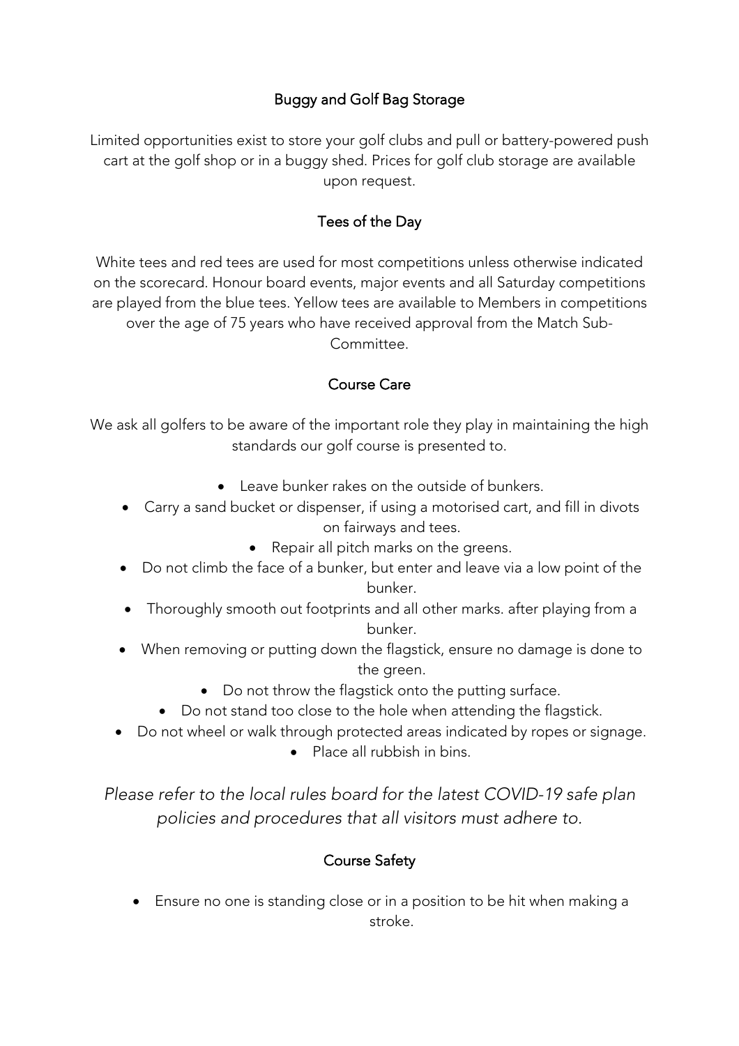## Buggy and Golf Bag Storage

Limited opportunities exist to store your golf clubs and pull or battery-powered push cart at the golf shop or in a buggy shed. Prices for golf club storage are available upon request.

## Tees of the Day

White tees and red tees are used for most competitions unless otherwise indicated on the scorecard. Honour board events, major events and all Saturday competitions are played from the blue tees. Yellow tees are available to Members in competitions over the age of 75 years who have received approval from the Match Sub-Committee.

## Course Care

We ask all golfers to be aware of the important role they play in maintaining the high standards our golf course is presented to.

- Leave bunker rakes on the outside of bunkers.
- Carry a sand bucket or dispenser, if using a motorised cart, and fill in divots on fairways and tees.
- Repair all pitch marks on the greens.
- Do not climb the face of a bunker, but enter and leave via a low point of the bunker.
- Thoroughly smooth out footprints and all other marks. after playing from a bunker.
- When removing or putting down the flagstick, ensure no damage is done to the green.
- Do not throw the flagstick onto the putting surface.
- Do not stand too close to the hole when attending the flagstick.
- Do not wheel or walk through protected areas indicated by ropes or signage.
- Place all rubbish in bins.

*Please refer to the local rules board for the latest COVID-19 safe plan policies and procedures that all visitors must adhere to.*

## Course Safety

- Ensure no one is standing close or in a position to be hit when making a stroke.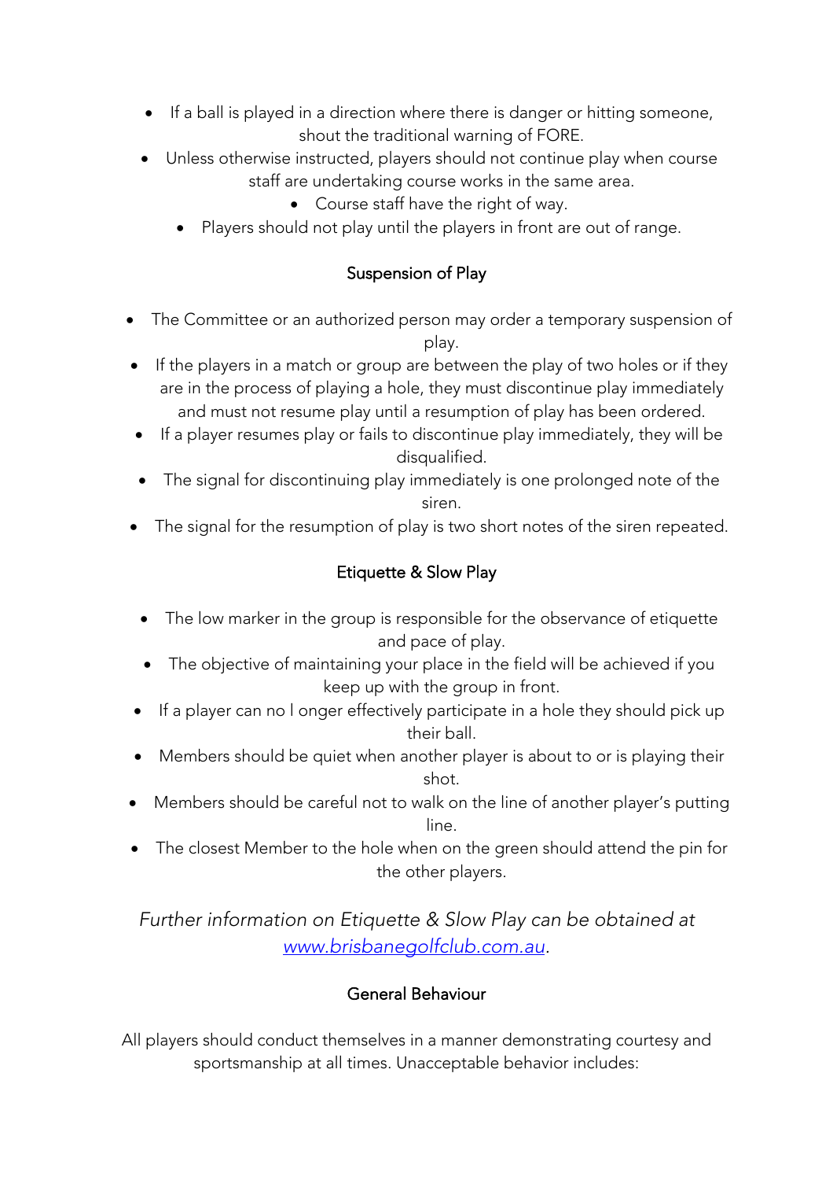- If a ball is played in a direction where there is danger or hitting someone, shout the traditional warning of FORE.
- Unless otherwise instructed, players should not continue play when course staff are undertaking course works in the same area.
- Course staff have the right of way.
- Players should not play until the players in front are out of range.

## Suspension of Play

- The Committee or an authorized person may order a temporary suspension of play.
- If the players in a match or group are between the play of two holes or if they are in the process of playing a hole, they must discontinue play immediately and must not resume play until a resumption of play has been ordered.
- If a player resumes play or fails to discontinue play immediately, they will be disqualified.
- The signal for discontinuing play immediately is one prolonged note of the siren.
- The signal for the resumption of play is two short notes of the siren repeated.

## Etiquette & Slow Play

- The low marker in the group is responsible for the observance of etiquette and pace of play.
- The objective of maintaining your place in the field will be achieved if you keep up with the group in front.
- If a player can no l onger effectively participate in a hole they should pick up their ball.
- Members should be quiet when another player is about to or is playing their shot.
- Members should be careful not to walk on the line of another player's putting line.
- The closest Member to the hole when on the green should attend the pin for the other players.

*Further information on Etiquette & Slow Play can be obtained at [www.brisbanegolfclub.com.au](http://www.brisbanegolfclub.com.au).*

## General Behaviour

All players should conduct themselves in a manner demonstrating courtesy and sportsmanship at all times. Unacceptable behavior includes: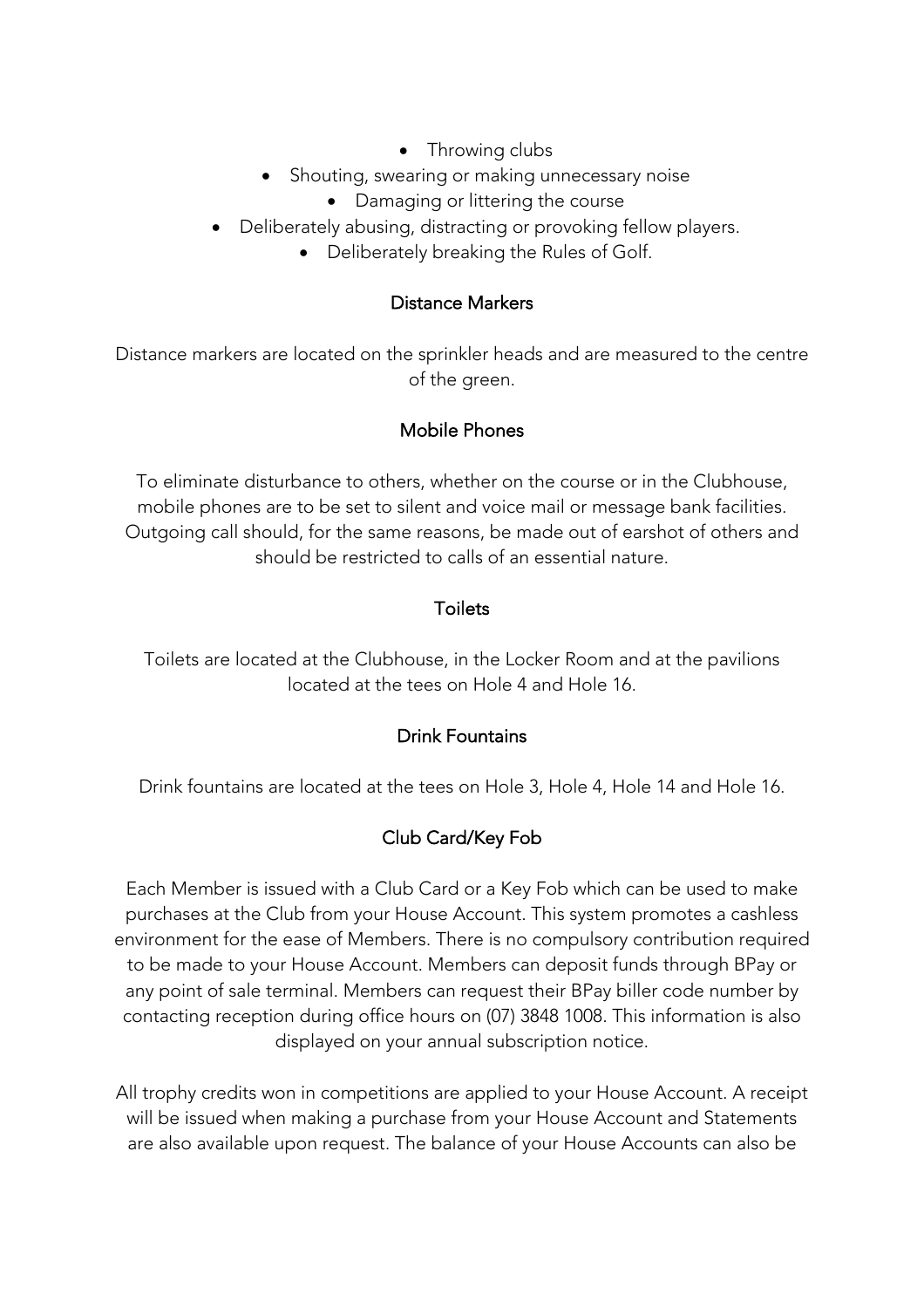- Throwing clubs
- Shouting, swearing or making unnecessary noise
- Damaging or littering the course
- Deliberately abusing, distracting or provoking fellow players.
- Deliberately breaking the Rules of Golf.

## Distance Markers

Distance markers are located on the sprinkler heads and are measured to the centre of the green.

## Mobile Phones

To eliminate disturbance to others, whether on the course or in the Clubhouse, mobile phones are to be set to silent and voice mail or message bank facilities. Outgoing call should, for the same reasons, be made out of earshot of others and should be restricted to calls of an essential nature.

## Toilets

Toilets are located at the Clubhouse, in the Locker Room and at the pavilions located at the tees on Hole 4 and Hole 16.

## Drink Fountains

Drink fountains are located at the tees on Hole 3, Hole 4, Hole 14 and Hole 16.

## Club Card/Key Fob

Each Member is issued with a Club Card or a Key Fob which can be used to make purchases at the Club from your House Account. This system promotes a cashless environment for the ease of Members. There is no compulsory contribution required to be made to your House Account. Members can deposit funds through BPay or any point of sale terminal. Members can request their BPay biller code number by contacting reception during office hours on (07) 3848 1008. This information is also displayed on your annual subscription notice.

All trophy credits won in competitions are applied to your House Account. A receipt will be issued when making a purchase from your House Account and Statements are also available upon request. The balance of your House Accounts can also be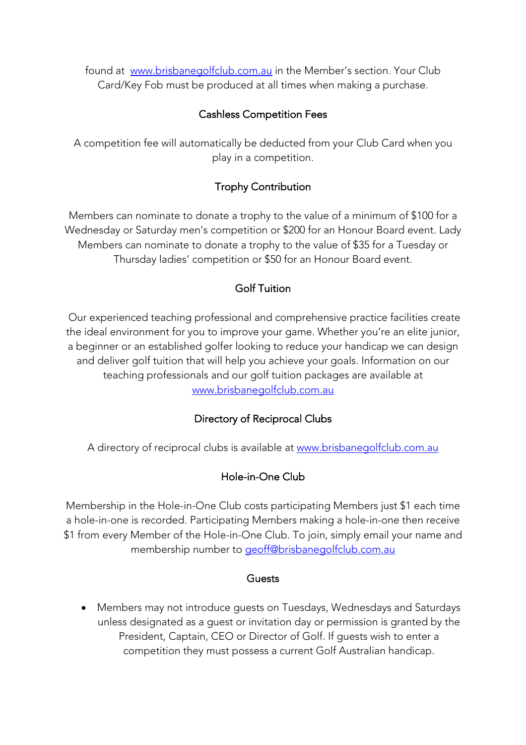found at [www.brisbanegolfclub.com.au](http://www.brisbanegolfclub.com.au) in the Member's section. Your Club Card/Key Fob must be produced at all times when making a purchase.

## Cashless Competition Fees

A competition fee will automatically be deducted from your Club Card when you play in a competition.

## Trophy Contribution

Members can nominate to donate a trophy to the value of a minimum of $100 for a Wednesday or Saturday men's competition or $200 for an Honour Board event. Lady Members can nominate to donate a trophy to the value of $35 for a Tuesday or Thursday ladies' competition or $50 for an Honour Board event.

## Golf Tuition

Our experienced teaching professional and comprehensive practice facilities create the ideal environment for you to improve your game. Whether you're an elite junior, a beginner or an established golfer looking to reduce your handicap we can design and deliver golf tuition that will help you achieve your goals. Information on our teaching professionals and our golf tuition packages are available at [www.brisbanegolfclub.com.au](http://www.brisbanegolfclub.com.au)

## Directory of Reciprocal Clubs

A directory of reciprocal clubs is available at [www.brisbanegolfclub.com.au](http://www.brisbanegolfclub.com.au)

## Hole-in-One Club

Membership in the Hole-in-One Club costs participating Members just $1 each time a hole-in-one is recorded. Participating Members making a hole-in-one then receive $1 from every Member of the Hole-in-One Club. To join, simply email your name and membership number to [geoff@brisbanegolfclub.com.au](mailto:geoff@brisbanegolfclub.com.au)

## Guests

- Members may not introduce guests on Tuesdays, Wednesdays and Saturdays unless designated as a guest or invitation day or permission is granted by the President, Captain, CEO or Director of Golf. If guests wish to enter a competition they must possess a current Golf Australian handicap.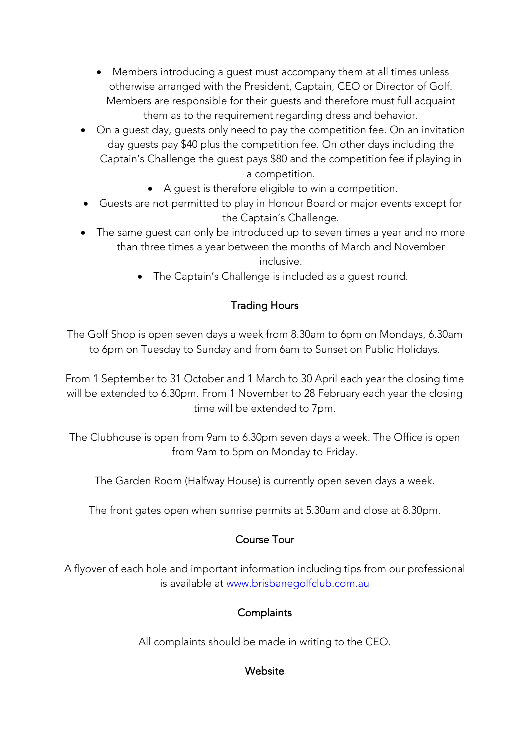- Members introducing a guest must accompany them at all times unless otherwise arranged with the President, Captain, CEO or Director of Golf. Members are responsible for their guests and therefore must full acquaint them as to the requirement regarding dress and behavior.
- On a guest day, guests only need to pay the competition fee. On an invitation day guests pay $40 plus the competition fee. On other days including the Captain's Challenge the guest pays $80 and the competition fee if playing in a competition.
  - A guest is therefore eligible to win a competition.
- Guests are not permitted to play in Honour Board or major events except for the Captain's Challenge.
- The same guest can only be introduced up to seven times a year and no more than three times a year between the months of March and November inclusive.
  - The Captain's Challenge is included as a guest round.

## Trading Hours

The Golf Shop is open seven days a week from 8.30am to 6pm on Mondays, 6.30am to 6pm on Tuesday to Sunday and from 6am to Sunset on Public Holidays.

From 1 September to 31 October and 1 March to 30 April each year the closing time will be extended to 6.30pm. From 1 November to 28 February each year the closing time will be extended to 7pm.

The Clubhouse is open from 9am to 6.30pm seven days a week. The Office is open from 9am to 5pm on Monday to Friday.

The Garden Room (Halfway House) is currently open seven days a week.

The front gates open when sunrise permits at 5.30am and close at 8.30pm.

## Course Tour

A flyover of each hole and important information including tips from our professional is available at [www.brisbanegolfclub.com.au](http://www.brisbanegolfclub.com.au)

## Complaints

All complaints should be made in writing to the CEO.

## Website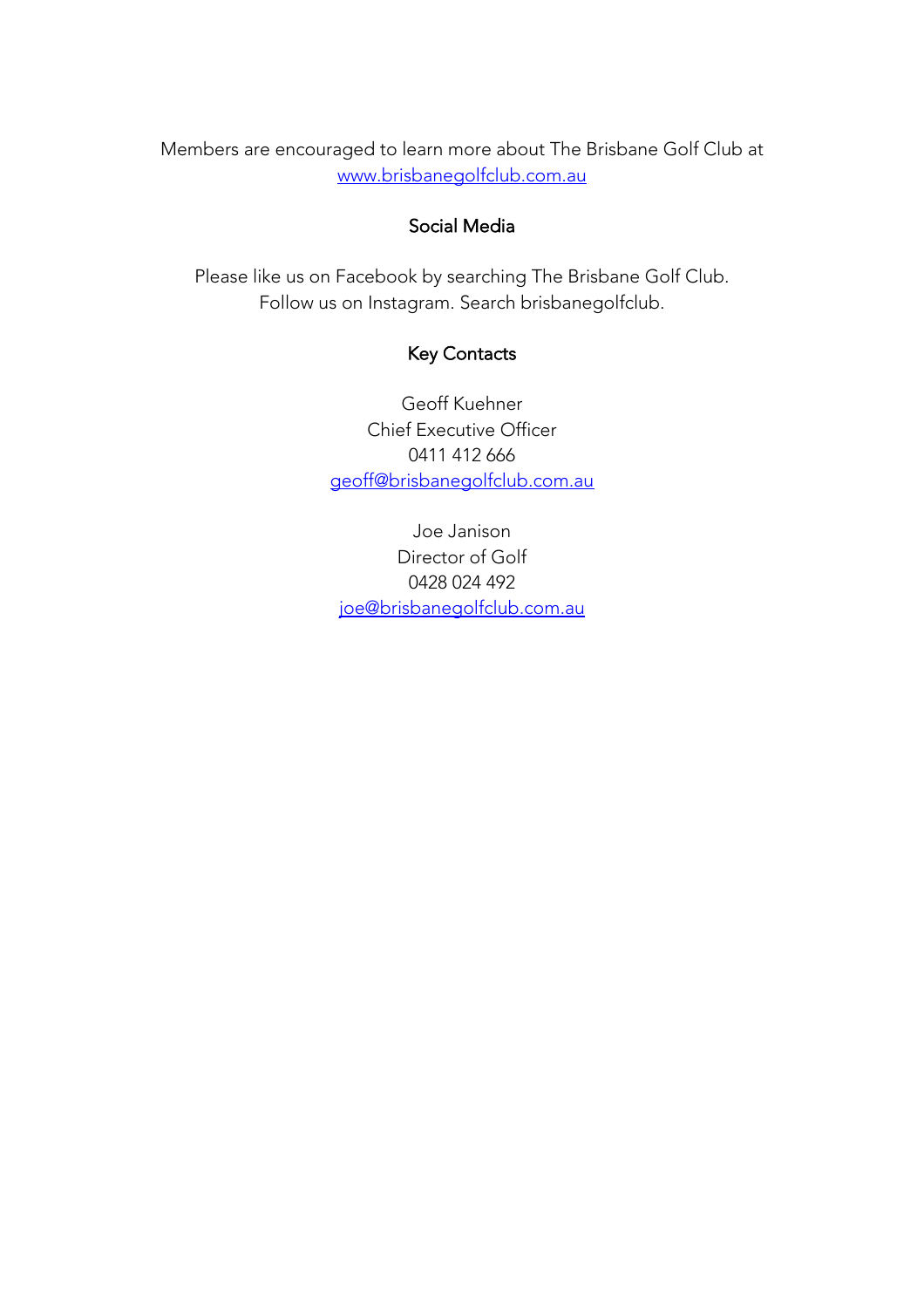Members are encouraged to learn more about The Brisbane Golf Club at
[www.brisbanegolfclub.com.au](http://www.brisbanegolfclub.com.au)

## Social Media

Please like us on Facebook by searching The Brisbane Golf Club.
Follow us on Instagram. Search brisbanegolfclub.

## Key Contacts

Geoff Kuehner
Chief Executive Officer
0411 412 666
[geoff@brisbanegolfclub.com.au](mailto:geoff@brisbanegolfclub.com.au)

Joe Janison
Director of Golf
0428 024 492
[joe@brisbanegolfclub.com.au](mailto:joe@brisbanegolfclub.com.au)